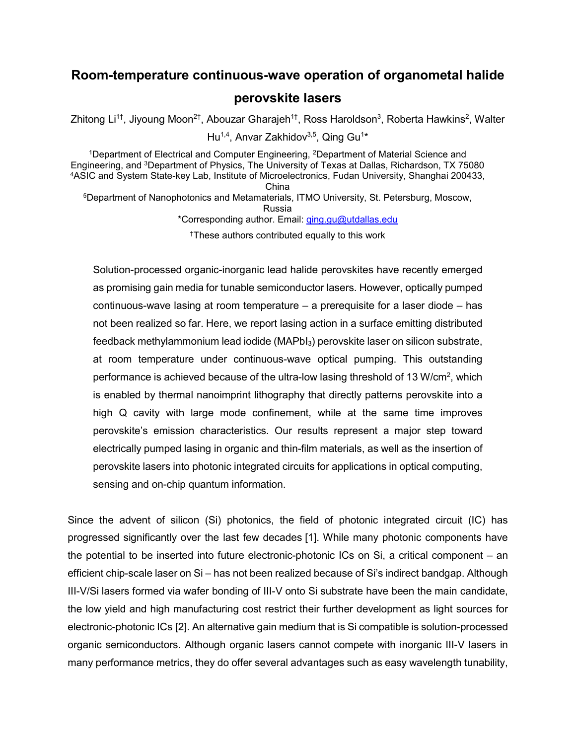# Room-temperature continuous-wave operation of organometal halide perovskite lasers

Zhitong Li[1†], Jiyoung Moon[2†], Abouzar Gharajeh[1†], Ross Haroldson[3], Roberta Hawkins[2], Walter Hu[1,4], Anvar Zakhidov[3,5], Qing Gu[1*]

[1]Department of Electrical and Computer Engineering, [2]Department of Material Science and Engineering, and [3]Department of Physics, The University of Texas at Dallas, Richardson, TX 75080
[4]ASIC and System State-key Lab, Institute of Microelectronics, Fudan University, Shanghai 200433, China
[5]Department of Nanophotonics and Metamaterials, ITMO University, St. Petersburg, Moscow, Russia

*Corresponding author. Email: qing.gu@utdallas.edu

†These authors contributed equally to this work

Solution-processed organic-inorganic lead halide perovskites have recently emerged as promising gain media for tunable semiconductor lasers. However, optically pumped continuous-wave lasing at room temperature – a prerequisite for a laser diode – has not been realized so far. Here, we report lasing action in a surface emitting distributed feedback methylammonium lead iodide ($MAPbI_3$) perovskite laser on silicon substrate, at room temperature under continuous-wave optical pumping. This outstanding performance is achieved because of the ultra-low lasing threshold of 13 W/cm$^2$, which is enabled by thermal nanoimprint lithography that directly patterns perovskite into a high Q cavity with large mode confinement, while at the same time improves perovskite's emission characteristics. Our results represent a major step toward electrically pumped lasing in organic and thin-film materials, as well as the insertion of perovskite lasers into photonic integrated circuits for applications in optical computing, sensing and on-chip quantum information.

Since the advent of silicon (Si) photonics, the field of photonic integrated circuit (IC) has progressed significantly over the last few decades [1]. While many photonic components have the potential to be inserted into future electronic-photonic ICs on Si, a critical component – an efficient chip-scale laser on Si – has not been realized because of Si's indirect bandgap. Although III-V/Si lasers formed via wafer bonding of III-V onto Si substrate have been the main candidate, the low yield and high manufacturing cost restrict their further development as light sources for electronic-photonic ICs [2]. An alternative gain medium that is Si compatible is solution-processed organic semiconductors. Although organic lasers cannot compete with inorganic III-V lasers in many performance metrics, they do offer several advantages such as easy wavelength tunability,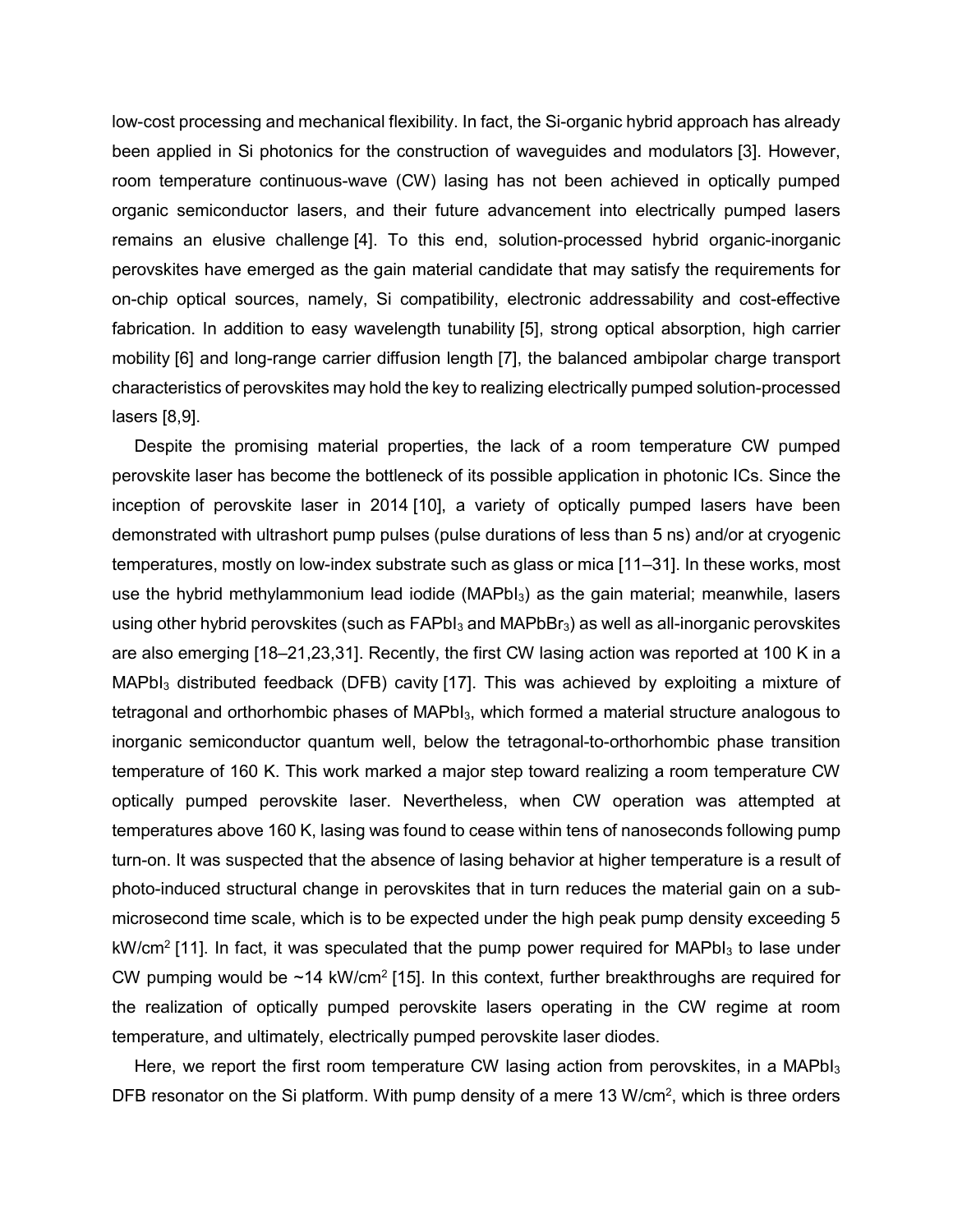low-cost processing and mechanical flexibility. In fact, the Si-organic hybrid approach has already been applied in Si photonics for the construction of waveguides and modulators [3]. However, room temperature continuous-wave (CW) lasing has not been achieved in optically pumped organic semiconductor lasers, and their future advancement into electrically pumped lasers remains an elusive challenge [4]. To this end, solution-processed hybrid organic-inorganic perovskites have emerged as the gain material candidate that may satisfy the requirements for on-chip optical sources, namely, Si compatibility, electronic addressability and cost-effective fabrication. In addition to easy wavelength tunability [5], strong optical absorption, high carrier mobility [6] and long-range carrier diffusion length [7], the balanced ambipolar charge transport characteristics of perovskites may hold the key to realizing electrically pumped solution-processed lasers [8,9].

Despite the promising material properties, the lack of a room temperature CW pumped perovskite laser has become the bottleneck of its possible application in photonic ICs. Since the inception of perovskite laser in 2014 [10], a variety of optically pumped lasers have been demonstrated with ultrashort pump pulses (pulse durations of less than 5 ns) and/or at cryogenic temperatures, mostly on low-index substrate such as glass or mica [11–31]. In these works, most use the hybrid methylammonium lead iodide ($MAPbI_3$) as the gain material; meanwhile, lasers using other hybrid perovskites (such as $FAPbI_3$ and $MAPbBr_3$) as well as all-inorganic perovskites are also emerging [18–21,23,31]. Recently, the first CW lasing action was reported at 100 K in a $MAPbI_3$ distributed feedback (DFB) cavity [17]. This was achieved by exploiting a mixture of tetragonal and orthorhombic phases of $MAPbI_3$, which formed a material structure analogous to inorganic semiconductor quantum well, below the tetragonal-to-orthorhombic phase transition temperature of 160 K. This work marked a major step toward realizing a room temperature CW optically pumped perovskite laser. Nevertheless, when CW operation was attempted at temperatures above 160 K, lasing was found to cease within tens of nanoseconds following pump turn-on. It was suspected that the absence of lasing behavior at higher temperature is a result of photo-induced structural change in perovskites that in turn reduces the material gain on a sub-microsecond time scale, which is to be expected under the high peak pump density exceeding 5 kW/cm$^2$ [11]. In fact, it was speculated that the pump power required for $MAPbI_3$ to lase under CW pumping would be ~14 kW/cm$^2$ [15]. In this context, further breakthroughs are required for the realization of optically pumped perovskite lasers operating in the CW regime at room temperature, and ultimately, electrically pumped perovskite laser diodes.

Here, we report the first room temperature CW lasing action from perovskites, in a $MAPbI_3$ DFB resonator on the Si platform. With pump density of a mere 13 W/cm$^2$, which is three orders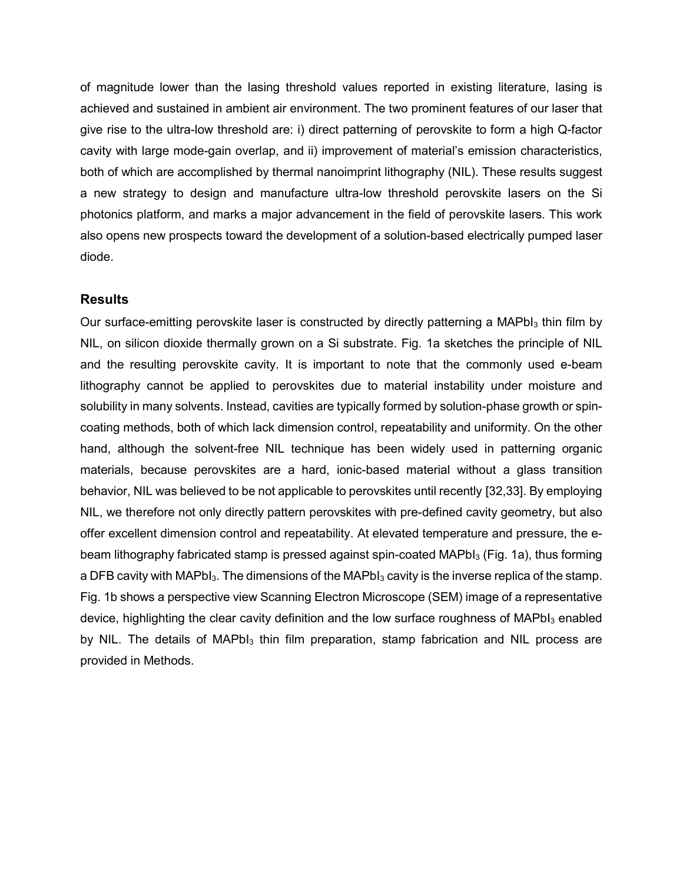of magnitude lower than the lasing threshold values reported in existing literature, lasing is achieved and sustained in ambient air environment. The two prominent features of our laser that give rise to the ultra-low threshold are: i) direct patterning of perovskite to form a high Q-factor cavity with large mode-gain overlap, and ii) improvement of material's emission characteristics, both of which are accomplished by thermal nanoimprint lithography (NIL). These results suggest a new strategy to design and manufacture ultra-low threshold perovskite lasers on the Si photonics platform, and marks a major advancement in the field of perovskite lasers. This work also opens new prospects toward the development of a solution-based electrically pumped laser diode.

## Results

Our surface-emitting perovskite laser is constructed by directly patterning a $MAPbI_3$ thin film by NIL, on silicon dioxide thermally grown on a Si substrate. Fig. 1a sketches the principle of NIL and the resulting perovskite cavity. It is important to note that the commonly used e-beam lithography cannot be applied to perovskites due to material instability under moisture and solubility in many solvents. Instead, cavities are typically formed by solution-phase growth or spin-coating methods, both of which lack dimension control, repeatability and uniformity. On the other hand, although the solvent-free NIL technique has been widely used in patterning organic materials, because perovskites are a hard, ionic-based material without a glass transition behavior, NIL was believed to be not applicable to perovskites until recently [32,33]. By employing NIL, we therefore not only directly pattern perovskites with pre-defined cavity geometry, but also offer excellent dimension control and repeatability. At elevated temperature and pressure, the e-beam lithography fabricated stamp is pressed against spin-coated $MAPbI_3$ (Fig. 1a), thus forming a DFB cavity with $MAPbI_3$. The dimensions of the $MAPbI_3$ cavity is the inverse replica of the stamp. Fig. 1b shows a perspective view Scanning Electron Microscope (SEM) image of a representative device, highlighting the clear cavity definition and the low surface roughness of $MAPbI_3$ enabled by NIL. The details of $MAPbI_3$ thin film preparation, stamp fabrication and NIL process are provided in Methods.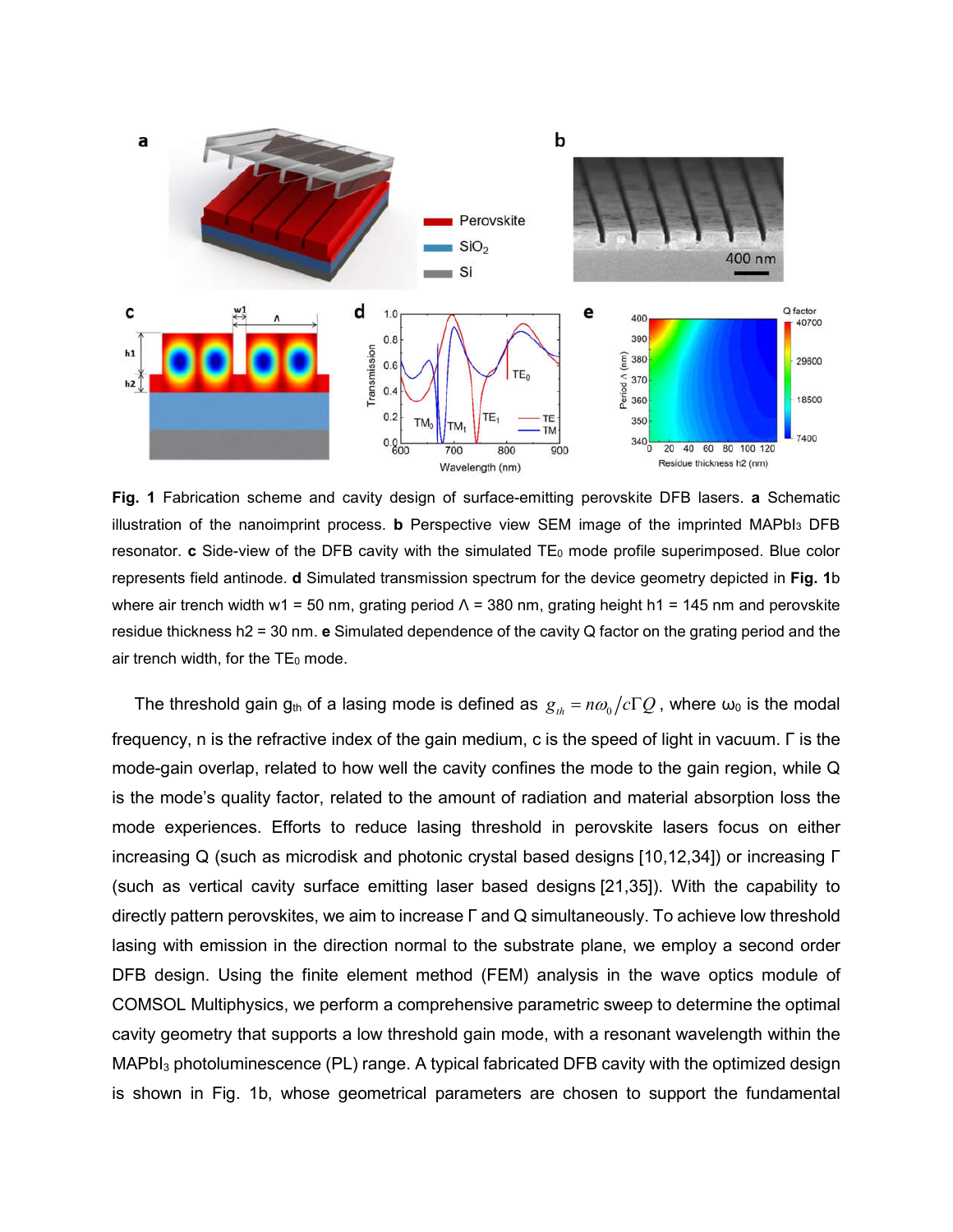**Fig. 1** Fabrication scheme and cavity design of surface-emitting perovskite DFB lasers. **a** Schematic illustration of the nanoimprint process. **b** Perspective view SEM image of the imprinted $MAPbI_3$ DFB resonator. **c** Side-view of the DFB cavity with the simulated $TE_0$ mode profile superimposed. Blue color represents field antinode. **d** Simulated transmission spectrum for the device geometry depicted in **Fig. 1**b where air trench width w1 = 50 nm, grating period Λ = 380 nm, grating height h1 = 145 nm and perovskite residue thickness h2 = 30 nm. **e** Simulated dependence of the cavity Q factor on the grating period and the air trench width, for the $TE_0$ mode.

The threshold gain $g_{th}$ of a lasing mode is defined as $g_{th} = n\omega_0 / c\Gamma Q$, where $\omega_0$ is the modal frequency, n is the refractive index of the gain medium, c is the speed of light in vacuum. Γ is the mode-gain overlap, related to how well the cavity confines the mode to the gain region, while Q is the mode's quality factor, related to the amount of radiation and material absorption loss the mode experiences. Efforts to reduce lasing threshold in perovskite lasers focus on either increasing Q (such as microdisk and photonic crystal based designs [10,12,34]) or increasing Γ (such as vertical cavity surface emitting laser based designs [21,35]). With the capability to directly pattern perovskites, we aim to increase Γ and Q simultaneously. To achieve low threshold lasing with emission in the direction normal to the substrate plane, we employ a second order DFB design. Using the finite element method (FEM) analysis in the wave optics module of COMSOL Multiphysics, we perform a comprehensive parametric sweep to determine the optimal cavity geometry that supports a low threshold gain mode, with a resonant wavelength within the $MAPbI_3$ photoluminescence (PL) range. A typical fabricated DFB cavity with the optimized design is shown in Fig. 1b, whose geometrical parameters are chosen to support the fundamental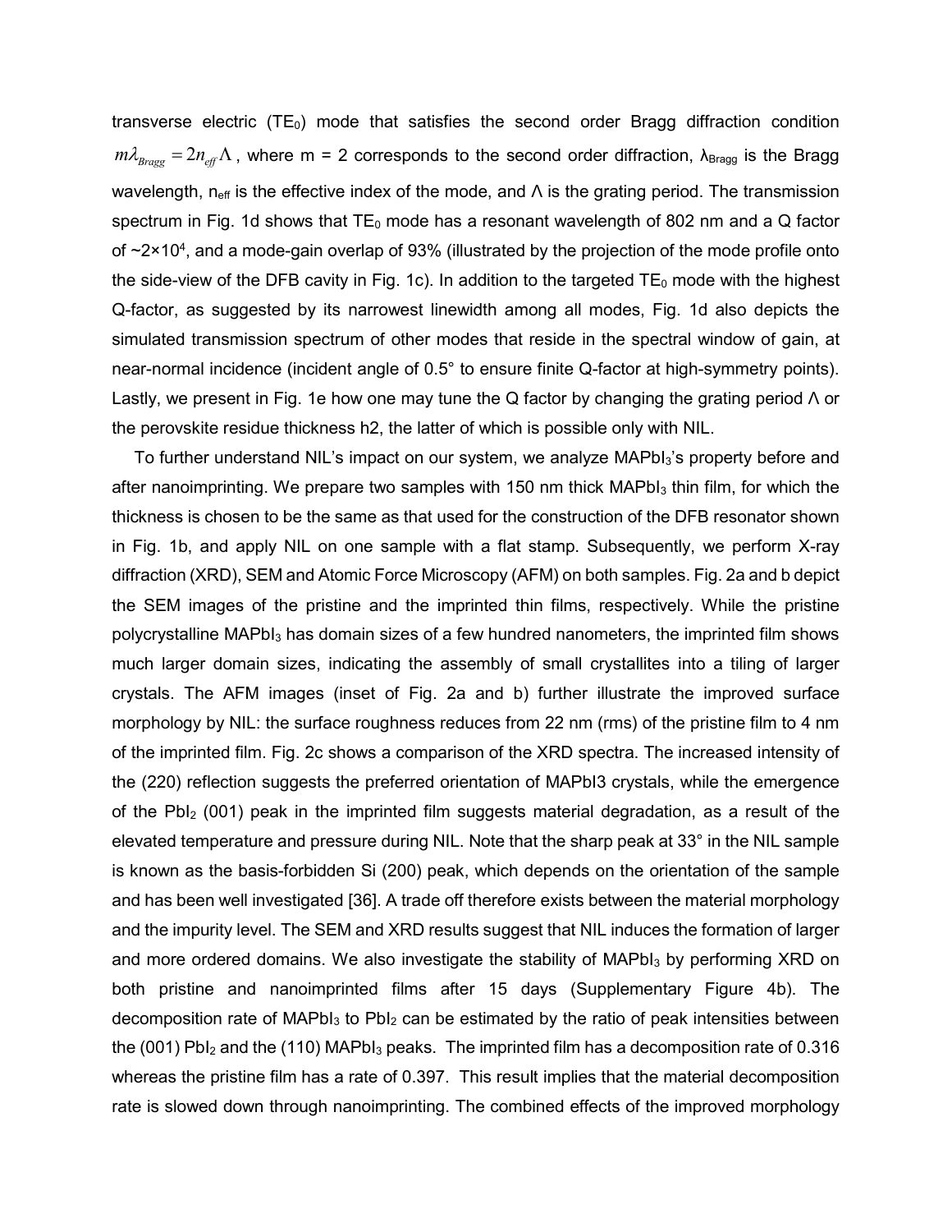transverse electric ($TE_0$) mode that satisfies the second order Bragg diffraction condition $m\lambda_{Bragg} = 2n_{eff}\Lambda$, where m = 2 corresponds to the second order diffraction, $\lambda_{Bragg}$ is the Bragg wavelength, $n_{eff}$ is the effective index of the mode, and Λ is the grating period. The transmission spectrum in Fig. 1d shows that $TE_0$ mode has a resonant wavelength of 802 nm and a Q factor of ~$2\times10^4$, and a mode-gain overlap of 93% (illustrated by the projection of the mode profile onto the side-view of the DFB cavity in Fig. 1c). In addition to the targeted $TE_0$ mode with the highest Q-factor, as suggested by its narrowest linewidth among all modes, Fig. 1d also depicts the simulated transmission spectrum of other modes that reside in the spectral window of gain, at near-normal incidence (incident angle of 0.5° to ensure finite Q-factor at high-symmetry points). Lastly, we present in Fig. 1e how one may tune the Q factor by changing the grating period Λ or the perovskite residue thickness h2, the latter of which is possible only with NIL.

To further understand NIL's impact on our system, we analyze $MAPbI_3$'s property before and after nanoimprinting. We prepare two samples with 150 nm thick $MAPbI_3$ thin film, for which the thickness is chosen to be the same as that used for the construction of the DFB resonator shown in Fig. 1b, and apply NIL on one sample with a flat stamp. Subsequently, we perform X-ray diffraction (XRD), SEM and Atomic Force Microscopy (AFM) on both samples. Fig. 2a and b depict the SEM images of the pristine and the imprinted thin films, respectively. While the pristine polycrystalline $MAPbI_3$ has domain sizes of a few hundred nanometers, the imprinted film shows much larger domain sizes, indicating the assembly of small crystallites into a tiling of larger crystals. The AFM images (inset of Fig. 2a and b) further illustrate the improved surface morphology by NIL: the surface roughness reduces from 22 nm (rms) of the pristine film to 4 nm of the imprinted film. Fig. 2c shows a comparison of the XRD spectra. The increased intensity of the (220) reflection suggests the preferred orientation of MAPbI3 crystals, while the emergence of the $PbI_2$ (001) peak in the imprinted film suggests material degradation, as a result of the elevated temperature and pressure during NIL. Note that the sharp peak at 33° in the NIL sample is known as the basis-forbidden Si (200) peak, which depends on the orientation of the sample and has been well investigated [36]. A trade off therefore exists between the material morphology and the impurity level. The SEM and XRD results suggest that NIL induces the formation of larger and more ordered domains. We also investigate the stability of $MAPbI_3$ by performing XRD on both pristine and nanoimprinted films after 15 days (Supplementary Figure 4b). The decomposition rate of $MAPbI_3$ to $PbI_2$ can be estimated by the ratio of peak intensities between the (001) $PbI_2$ and the (110) $MAPbI_3$ peaks. The imprinted film has a decomposition rate of 0.316 whereas the pristine film has a rate of 0.397. This result implies that the material decomposition rate is slowed down through nanoimprinting. The combined effects of the improved morphology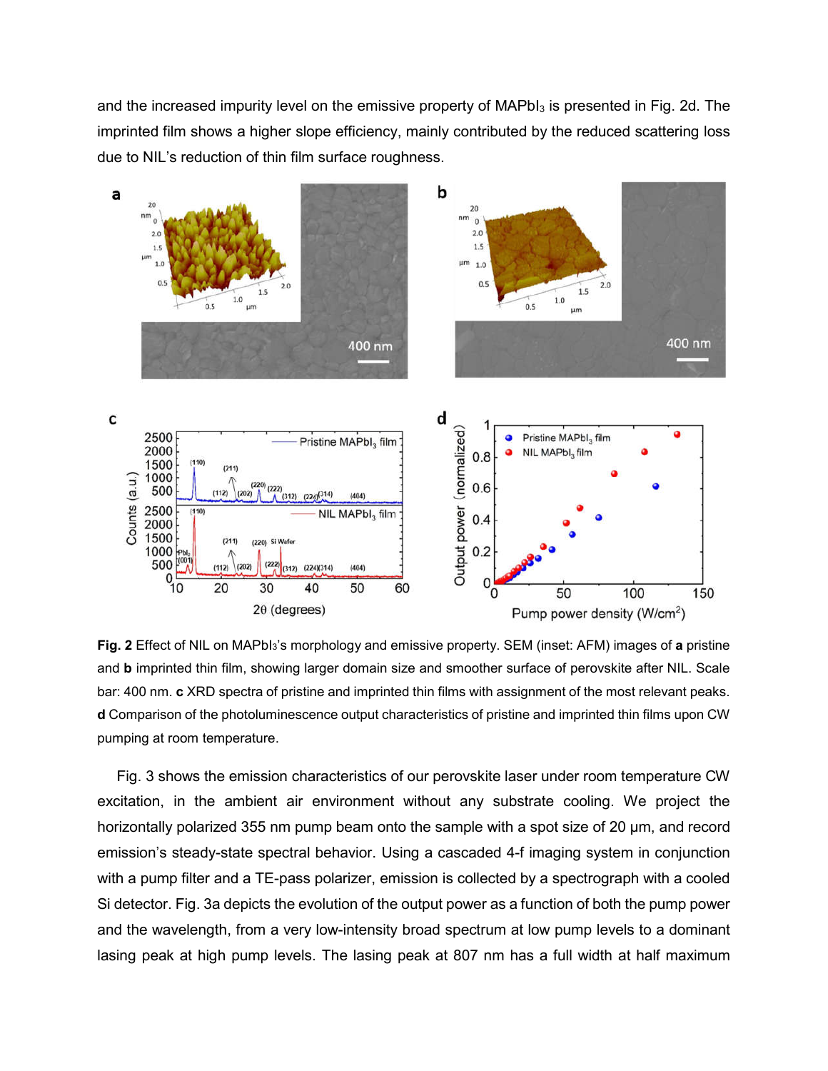and the increased impurity level on the emissive property of $MAPbI_3$ is presented in Fig. 2d. The imprinted film shows a higher slope efficiency, mainly contributed by the reduced scattering loss due to NIL's reduction of thin film surface roughness.

**Fig. 2** Effect of NIL on $MAPbI_3$'s morphology and emissive property. SEM (inset: AFM) images of **a** pristine and **b** imprinted thin film, showing larger domain size and smoother surface of perovskite after NIL. Scale bar: 400 nm. **c** XRD spectra of pristine and imprinted thin films with assignment of the most relevant peaks. **d** Comparison of the photoluminescence output characteristics of pristine and imprinted thin films upon CW pumping at room temperature.

Fig. 3 shows the emission characteristics of our perovskite laser under room temperature CW excitation, in the ambient air environment without any substrate cooling. We project the horizontally polarized 355 nm pump beam onto the sample with a spot size of 20 μm, and record emission's steady-state spectral behavior. Using a cascaded 4-f imaging system in conjunction with a pump filter and a TE-pass polarizer, emission is collected by a spectrograph with a cooled Si detector. Fig. 3a depicts the evolution of the output power as a function of both the pump power and the wavelength, from a very low-intensity broad spectrum at low pump levels to a dominant lasing peak at high pump levels. The lasing peak at 807 nm has a full width at half maximum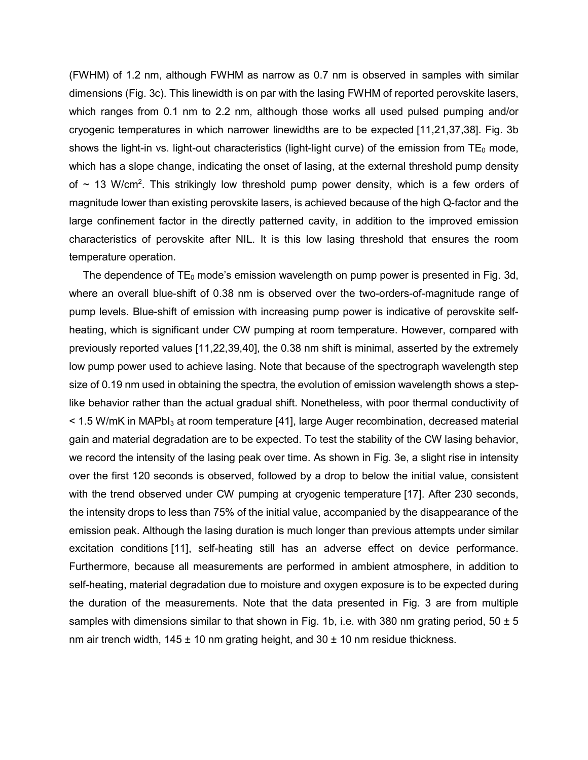(FWHM) of 1.2 nm, although FWHM as narrow as 0.7 nm is observed in samples with similar dimensions (Fig. 3c). This linewidth is on par with the lasing FWHM of reported perovskite lasers, which ranges from 0.1 nm to 2.2 nm, although those works all used pulsed pumping and/or cryogenic temperatures in which narrower linewidths are to be expected [11,21,37,38]. Fig. 3b shows the light-in vs. light-out characteristics (light-light curve) of the emission from $TE_0$ mode, which has a slope change, indicating the onset of lasing, at the external threshold pump density of ~ 13 $W/cm^2$. This strikingly low threshold pump power density, which is a few orders of magnitude lower than existing perovskite lasers, is achieved because of the high Q-factor and the large confinement factor in the directly patterned cavity, in addition to the improved emission characteristics of perovskite after NIL. It is this low lasing threshold that ensures the room temperature operation.

The dependence of $TE_0$ mode's emission wavelength on pump power is presented in Fig. 3d, where an overall blue-shift of 0.38 nm is observed over the two-orders-of-magnitude range of pump levels. Blue-shift of emission with increasing pump power is indicative of perovskite self-heating, which is significant under CW pumping at room temperature. However, compared with previously reported values [11,22,39,40], the 0.38 nm shift is minimal, asserted by the extremely low pump power used to achieve lasing. Note that because of the spectrograph wavelength step size of 0.19 nm used in obtaining the spectra, the evolution of emission wavelength shows a step-like behavior rather than the actual gradual shift. Nonetheless, with poor thermal conductivity of < 1.5 W/mK in $MAPbI_3$ at room temperature [41], large Auger recombination, decreased material gain and material degradation are to be expected. To test the stability of the CW lasing behavior, we record the intensity of the lasing peak over time. As shown in Fig. 3e, a slight rise in intensity over the first 120 seconds is observed, followed by a drop to below the initial value, consistent with the trend observed under CW pumping at cryogenic temperature [17]. After 230 seconds, the intensity drops to less than 75% of the initial value, accompanied by the disappearance of the emission peak. Although the lasing duration is much longer than previous attempts under similar excitation conditions [11], self-heating still has an adverse effect on device performance. Furthermore, because all measurements are performed in ambient atmosphere, in addition to self-heating, material degradation due to moisture and oxygen exposure is to be expected during the duration of the measurements. Note that the data presented in Fig. 3 are from multiple samples with dimensions similar to that shown in Fig. 1b, i.e. with 380 nm grating period, 50 ± 5 nm air trench width, 145 ± 10 nm grating height, and 30 ± 10 nm residue thickness.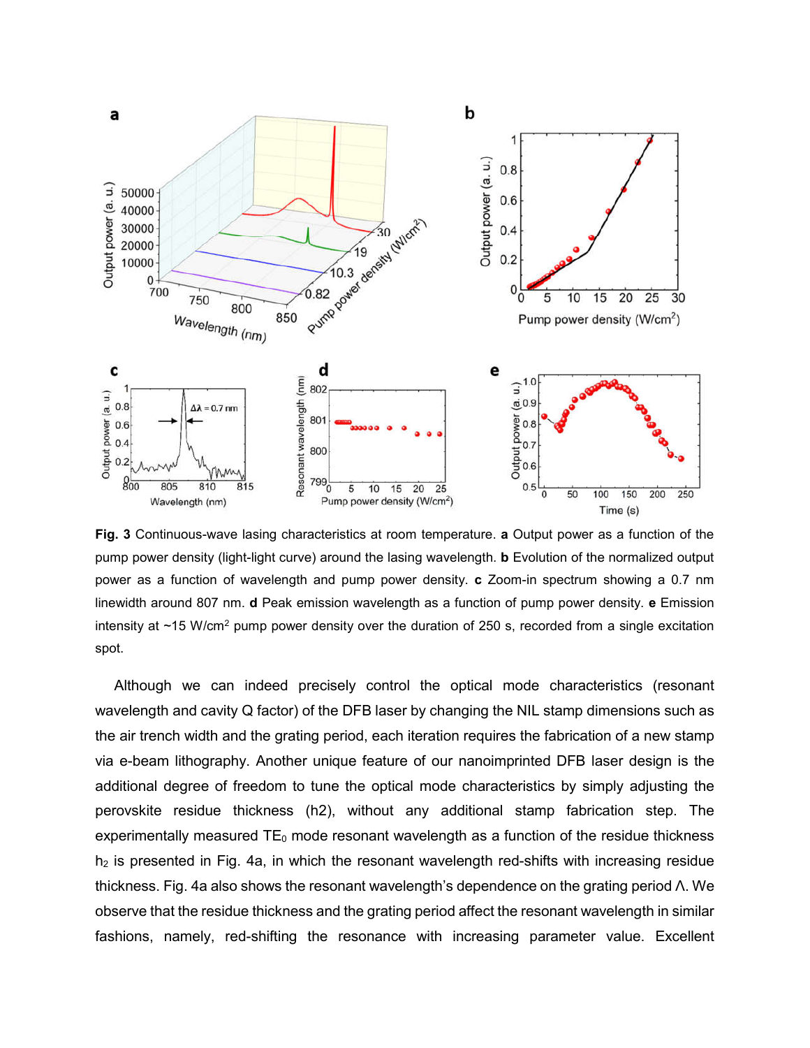**Fig. 3** Continuous-wave lasing characteristics at room temperature. **a** Output power as a function of the pump power density (light-light curve) around the lasing wavelength. **b** Evolution of the normalized output power as a function of wavelength and pump power density. **c** Zoom-in spectrum showing a 0.7 nm linewidth around 807 nm. **d** Peak emission wavelength as a function of pump power density. **e** Emission intensity at ~15 W/cm$^2$ pump power density over the duration of 250 s, recorded from a single excitation spot.

Although we can indeed precisely control the optical mode characteristics (resonant wavelength and cavity Q factor) of the DFB laser by changing the NIL stamp dimensions such as the air trench width and the grating period, each iteration requires the fabrication of a new stamp via e-beam lithography. Another unique feature of our nanoimprinted DFB laser design is the additional degree of freedom to tune the optical mode characteristics by simply adjusting the perovskite residue thickness (h2), without any additional stamp fabrication step. The experimentally measured $TE_0$ mode resonant wavelength as a function of the residue thickness $h_2$ is presented in Fig. 4a, in which the resonant wavelength red-shifts with increasing residue thickness. Fig. 4a also shows the resonant wavelength's dependence on the grating period $\Lambda$. We observe that the residue thickness and the grating period affect the resonant wavelength in similar fashions, namely, red-shifting the resonance with increasing parameter value. Excellent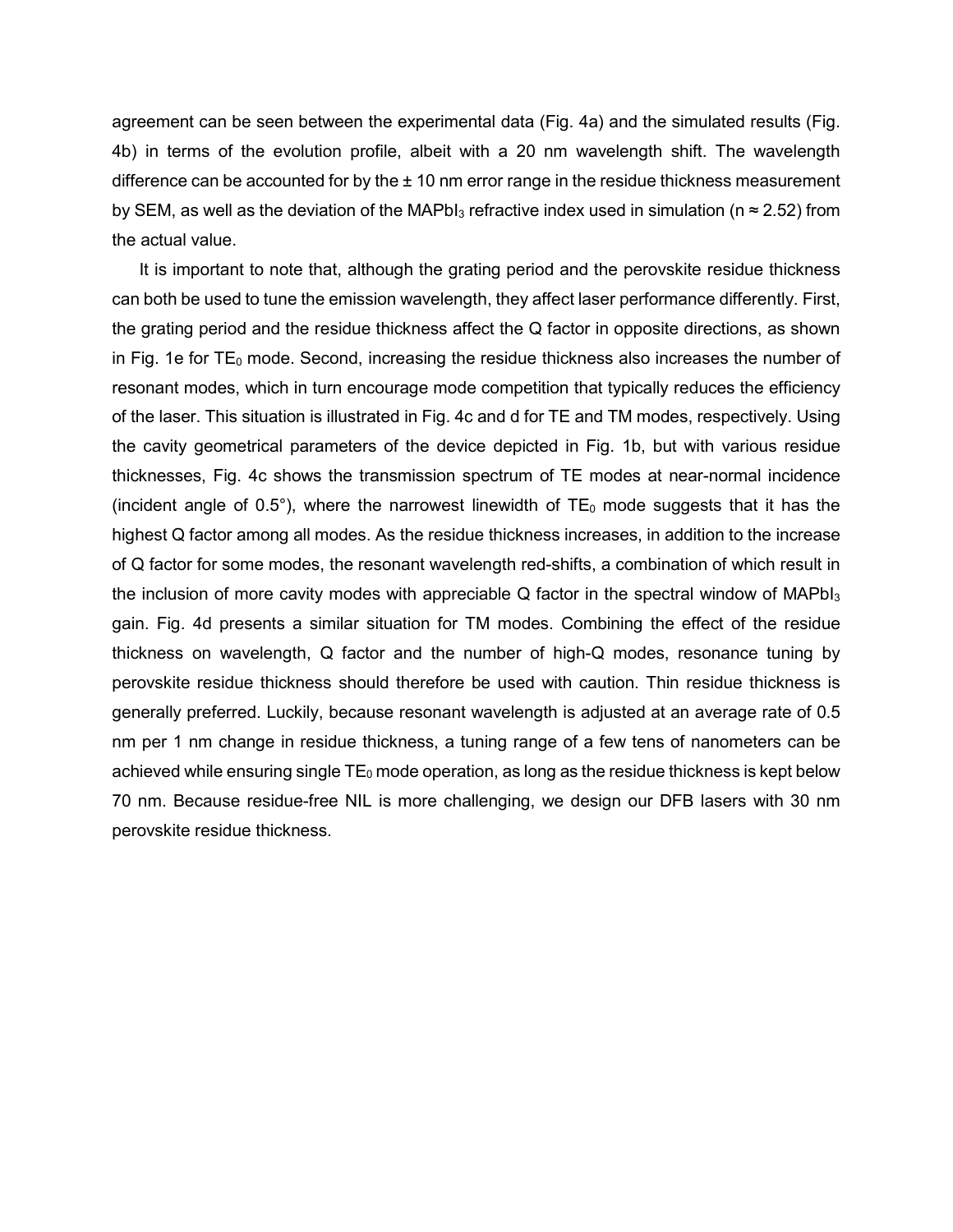agreement can be seen between the experimental data (Fig. 4a) and the simulated results (Fig. 4b) in terms of the evolution profile, albeit with a 20 nm wavelength shift. The wavelength difference can be accounted for by the ± 10 nm error range in the residue thickness measurement by SEM, as well as the deviation of the $MAPbI_3$ refractive index used in simulation ($n \approx 2.52$) from the actual value.

It is important to note that, although the grating period and the perovskite residue thickness can both be used to tune the emission wavelength, they affect laser performance differently. First, the grating period and the residue thickness affect the Q factor in opposite directions, as shown in Fig. 1e for $TE_0$ mode. Second, increasing the residue thickness also increases the number of resonant modes, which in turn encourage mode competition that typically reduces the efficiency of the laser. This situation is illustrated in Fig. 4c and d for TE and TM modes, respectively. Using the cavity geometrical parameters of the device depicted in Fig. 1b, but with various residue thicknesses, Fig. 4c shows the transmission spectrum of TE modes at near-normal incidence (incident angle of 0.5°), where the narrowest linewidth of $TE_0$ mode suggests that it has the highest Q factor among all modes. As the residue thickness increases, in addition to the increase of Q factor for some modes, the resonant wavelength red-shifts, a combination of which result in the inclusion of more cavity modes with appreciable Q factor in the spectral window of $MAPbI_3$ gain. Fig. 4d presents a similar situation for TM modes. Combining the effect of the residue thickness on wavelength, Q factor and the number of high-Q modes, resonance tuning by perovskite residue thickness should therefore be used with caution. Thin residue thickness is generally preferred. Luckily, because resonant wavelength is adjusted at an average rate of 0.5 nm per 1 nm change in residue thickness, a tuning range of a few tens of nanometers can be achieved while ensuring single $TE_0$ mode operation, as long as the residue thickness is kept below 70 nm. Because residue-free NIL is more challenging, we design our DFB lasers with 30 nm perovskite residue thickness.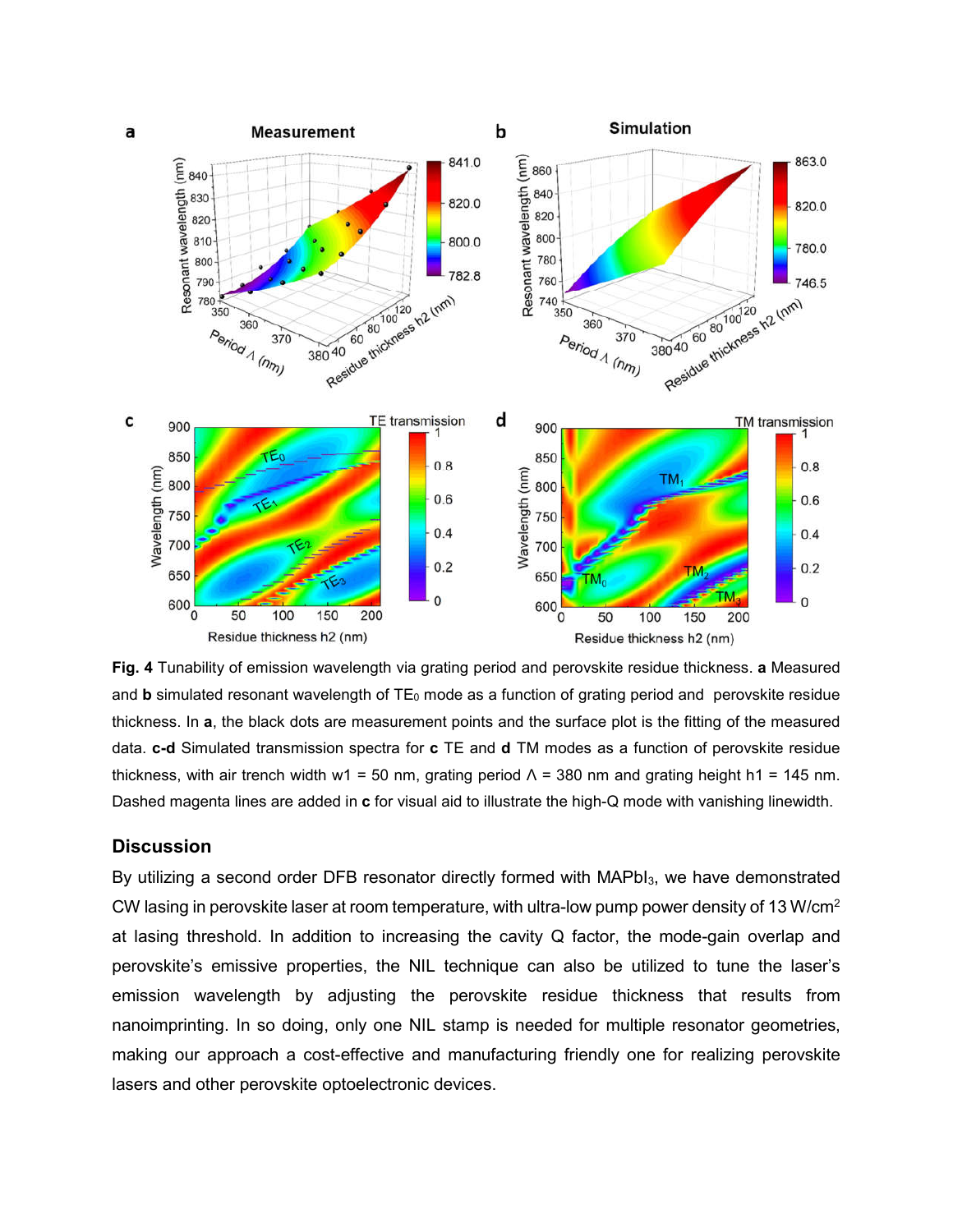**Fig. 4** Tunability of emission wavelength via grating period and perovskite residue thickness. **a** Measured and **b** simulated resonant wavelength of $TE_0$ mode as a function of grating period and perovskite residue thickness. In **a**, the black dots are measurement points and the surface plot is the fitting of the measured data. **c-d** Simulated transmission spectra for **c** TE and **d** TM modes as a function of perovskite residue thickness, with air trench width w1 = 50 nm, grating period Λ = 380 nm and grating height h1 = 145 nm. Dashed magenta lines are added in **c** for visual aid to illustrate the high-Q mode with vanishing linewidth.

## Discussion

By utilizing a second order DFB resonator directly formed with $MAPbI_3$, we have demonstrated CW lasing in perovskite laser at room temperature, with ultra-low pump power density of 13 W/cm$^2$ at lasing threshold. In addition to increasing the cavity Q factor, the mode-gain overlap and perovskite's emissive properties, the NIL technique can also be utilized to tune the laser's emission wavelength by adjusting the perovskite residue thickness that results from nanoimprinting. In so doing, only one NIL stamp is needed for multiple resonator geometries, making our approach a cost-effective and manufacturing friendly one for realizing perovskite lasers and other perovskite optoelectronic devices.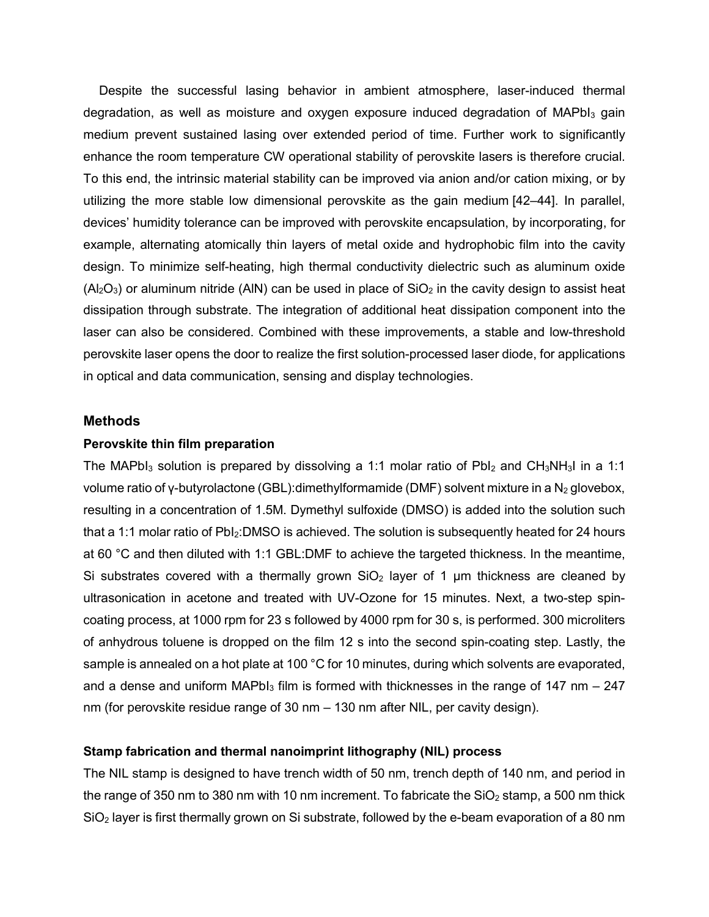Despite the successful lasing behavior in ambient atmosphere, laser-induced thermal degradation, as well as moisture and oxygen exposure induced degradation of $MAPbI_3$ gain medium prevent sustained lasing over extended period of time. Further work to significantly enhance the room temperature CW operational stability of perovskite lasers is therefore crucial. To this end, the intrinsic material stability can be improved via anion and/or cation mixing, or by utilizing the more stable low dimensional perovskite as the gain medium [42–44]. In parallel, devices' humidity tolerance can be improved with perovskite encapsulation, by incorporating, for example, alternating atomically thin layers of metal oxide and hydrophobic film into the cavity design. To minimize self-heating, high thermal conductivity dielectric such as aluminum oxide ($Al_2O_3$) or aluminum nitride (AlN) can be used in place of $SiO_2$ in the cavity design to assist heat dissipation through substrate. The integration of additional heat dissipation component into the laser can also be considered. Combined with these improvements, a stable and low-threshold perovskite laser opens the door to realize the first solution-processed laser diode, for applications in optical and data communication, sensing and display technologies.

## Methods

### Perovskite thin film preparation

The $MAPbI_3$ solution is prepared by dissolving a 1:1 molar ratio of $PbI_2$ and $CH_3NH_3I$ in a 1:1 volume ratio of γ-butyrolactone (GBL):dimethylformamide (DMF) solvent mixture in a $N_2$ glovebox, resulting in a concentration of 1.5M. Dymethyl sulfoxide (DMSO) is added into the solution such that a 1:1 molar ratio of $PbI_2$:DMSO is achieved. The solution is subsequently heated for 24 hours at 60 °C and then diluted with 1:1 GBL:DMF to achieve the targeted thickness. In the meantime, Si substrates covered with a thermally grown $SiO_2$ layer of 1 μm thickness are cleaned by ultrasonication in acetone and treated with UV-Ozone for 15 minutes. Next, a two-step spin-coating process, at 1000 rpm for 23 s followed by 4000 rpm for 30 s, is performed. 300 microliters of anhydrous toluene is dropped on the film 12 s into the second spin-coating step. Lastly, the sample is annealed on a hot plate at 100 °C for 10 minutes, during which solvents are evaporated, and a dense and uniform $MAPbI_3$ film is formed with thicknesses in the range of 147 nm – 247 nm (for perovskite residue range of 30 nm – 130 nm after NIL, per cavity design).

### Stamp fabrication and thermal nanoimprint lithography (NIL) process

The NIL stamp is designed to have trench width of 50 nm, trench depth of 140 nm, and period in the range of 350 nm to 380 nm with 10 nm increment. To fabricate the $SiO_2$ stamp, a 500 nm thick $SiO_2$ layer is first thermally grown on Si substrate, followed by the e-beam evaporation of a 80 nm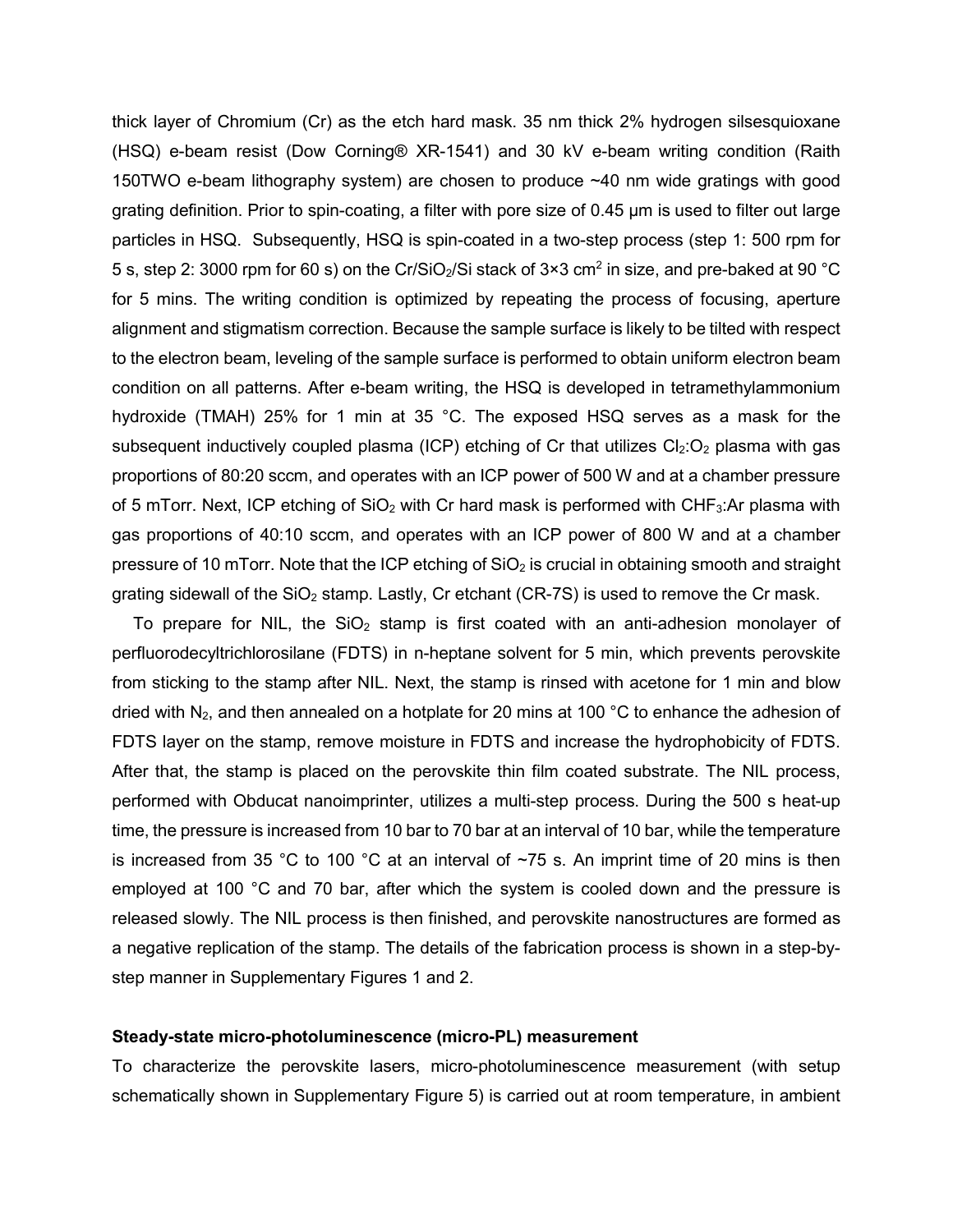thick layer of Chromium (Cr) as the etch hard mask. 35 nm thick 2% hydrogen silsesquioxane (HSQ) e-beam resist (Dow Corning® XR-1541) and 30 kV e-beam writing condition (Raith 150TWO e-beam lithography system) are chosen to produce ~40 nm wide gratings with good grating definition. Prior to spin-coating, a filter with pore size of 0.45 μm is used to filter out large particles in HSQ. Subsequently, HSQ is spin-coated in a two-step process (step 1: 500 rpm for 5 s, step 2: 3000 rpm for 60 s) on the Cr/$SiO_2$/Si stack of 3×3 $cm^2$ in size, and pre-baked at 90 °C for 5 mins. The writing condition is optimized by repeating the process of focusing, aperture alignment and stigmatism correction. Because the sample surface is likely to be tilted with respect to the electron beam, leveling of the sample surface is performed to obtain uniform electron beam condition on all patterns. After e-beam writing, the HSQ is developed in tetramethylammonium hydroxide (TMAH) 25% for 1 min at 35 °C. The exposed HSQ serves as a mask for the subsequent inductively coupled plasma (ICP) etching of Cr that utilizes $Cl_2$:$O_2$ plasma with gas proportions of 80:20 sccm, and operates with an ICP power of 500 W and at a chamber pressure of 5 mTorr. Next, ICP etching of $SiO_2$ with Cr hard mask is performed with $CHF_3$:Ar plasma with gas proportions of 40:10 sccm, and operates with an ICP power of 800 W and at a chamber pressure of 10 mTorr. Note that the ICP etching of $SiO_2$ is crucial in obtaining smooth and straight grating sidewall of the $SiO_2$ stamp. Lastly, Cr etchant (CR-7S) is used to remove the Cr mask.

To prepare for NIL, the $SiO_2$ stamp is first coated with an anti-adhesion monolayer of perfluorodecyltrichlorosilane (FDTS) in n-heptane solvent for 5 min, which prevents perovskite from sticking to the stamp after NIL. Next, the stamp is rinsed with acetone for 1 min and blow dried with $N_2$, and then annealed on a hotplate for 20 mins at 100 °C to enhance the adhesion of FDTS layer on the stamp, remove moisture in FDTS and increase the hydrophobicity of FDTS. After that, the stamp is placed on the perovskite thin film coated substrate. The NIL process, performed with Obducat nanoimprinter, utilizes a multi-step process. During the 500 s heat-up time, the pressure is increased from 10 bar to 70 bar at an interval of 10 bar, while the temperature is increased from 35 °C to 100 °C at an interval of ~75 s. An imprint time of 20 mins is then employed at 100 °C and 70 bar, after which the system is cooled down and the pressure is released slowly. The NIL process is then finished, and perovskite nanostructures are formed as a negative replication of the stamp. The details of the fabrication process is shown in a step-by-step manner in Supplementary Figures 1 and 2.

**Steady-state micro-photoluminescence (micro-PL) measurement**

To characterize the perovskite lasers, micro-photoluminescence measurement (with setup schematically shown in Supplementary Figure 5) is carried out at room temperature, in ambient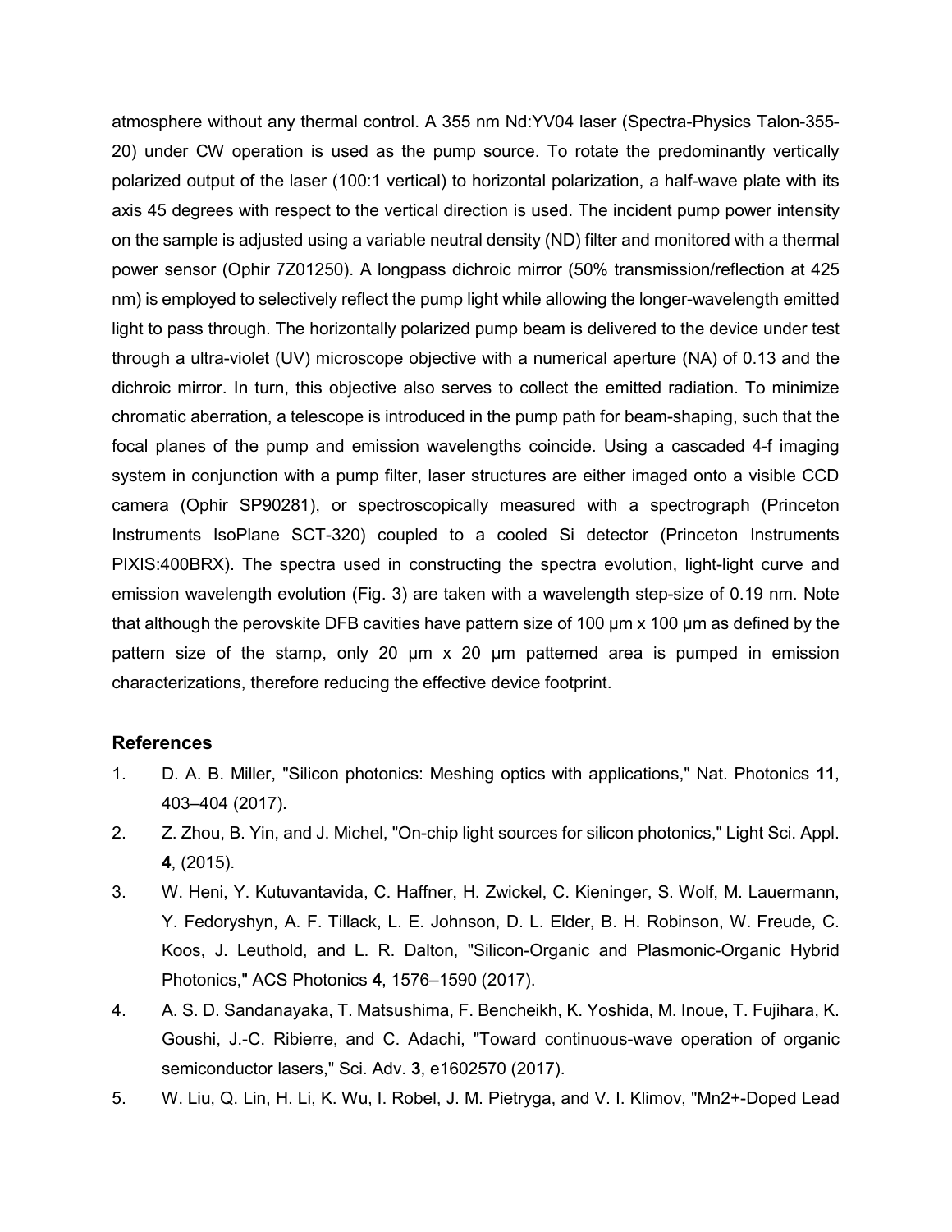atmosphere without any thermal control. A 355 nm Nd:YV04 laser (Spectra-Physics Talon-355-20) under CW operation is used as the pump source. To rotate the predominantly vertically polarized output of the laser (100:1 vertical) to horizontal polarization, a half-wave plate with its axis 45 degrees with respect to the vertical direction is used. The incident pump power intensity on the sample is adjusted using a variable neutral density (ND) filter and monitored with a thermal power sensor (Ophir 7Z01250). A longpass dichroic mirror (50% transmission/reflection at 425 nm) is employed to selectively reflect the pump light while allowing the longer-wavelength emitted light to pass through. The horizontally polarized pump beam is delivered to the device under test through a ultra-violet (UV) microscope objective with a numerical aperture (NA) of 0.13 and the dichroic mirror. In turn, this objective also serves to collect the emitted radiation. To minimize chromatic aberration, a telescope is introduced in the pump path for beam-shaping, such that the focal planes of the pump and emission wavelengths coincide. Using a cascaded 4-f imaging system in conjunction with a pump filter, laser structures are either imaged onto a visible CCD camera (Ophir SP90281), or spectroscopically measured with a spectrograph (Princeton Instruments IsoPlane SCT-320) coupled to a cooled Si detector (Princeton Instruments PIXIS:400BRX). The spectra used in constructing the spectra evolution, light-light curve and emission wavelength evolution (Fig. 3) are taken with a wavelength step-size of 0.19 nm. Note that although the perovskite DFB cavities have pattern size of 100 μm x 100 μm as defined by the pattern size of the stamp, only 20 μm x 20 μm patterned area is pumped in emission characterizations, therefore reducing the effective device footprint.

### References

1. D. A. B. Miller, "Silicon photonics: Meshing optics with applications," Nat. Photonics **11**, 403–404 (2017).
2. Z. Zhou, B. Yin, and J. Michel, "On-chip light sources for silicon photonics," Light Sci. Appl. **4**, (2015).
3. W. Heni, Y. Kutuvantavida, C. Haffner, H. Zwickel, C. Kieninger, S. Wolf, M. Lauermann, Y. Fedoryshyn, A. F. Tillack, L. E. Johnson, D. L. Elder, B. H. Robinson, W. Freude, C. Koos, J. Leuthold, and L. R. Dalton, "Silicon-Organic and Plasmonic-Organic Hybrid Photonics," ACS Photonics **4**, 1576–1590 (2017).
4. A. S. D. Sandanayaka, T. Matsushima, F. Bencheikh, K. Yoshida, M. Inoue, T. Fujihara, K. Goushi, J.-C. Ribierre, and C. Adachi, "Toward continuous-wave operation of organic semiconductor lasers," Sci. Adv. **3**, e1602570 (2017).
5. W. Liu, Q. Lin, H. Li, K. Wu, I. Robel, J. M. Pietryga, and V. I. Klimov, "Mn2+-Doped Lead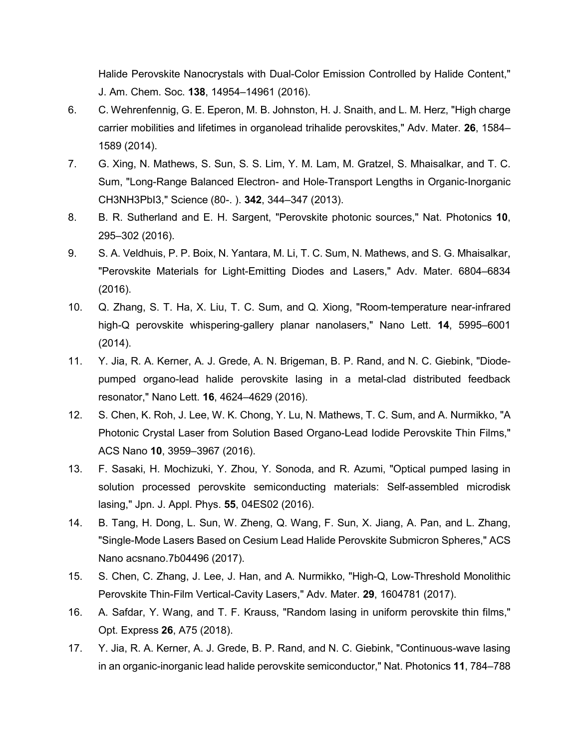Halide Perovskite Nanocrystals with Dual-Color Emission Controlled by Halide Content," J. Am. Chem. Soc. **138**, 14954–14961 (2016).

6. C. Wehrenfennig, G. E. Eperon, M. B. Johnston, H. J. Snaith, and L. M. Herz, "High charge carrier mobilities and lifetimes in organolead trihalide perovskites," Adv. Mater. **26**, 1584–1589 (2014).
7. G. Xing, N. Mathews, S. Sun, S. S. Lim, Y. M. Lam, M. Gratzel, S. Mhaisalkar, and T. C. Sum, "Long-Range Balanced Electron- and Hole-Transport Lengths in Organic-Inorganic CH3NH3PbI3," Science (80-. ). **342**, 344–347 (2013).
8. B. R. Sutherland and E. H. Sargent, "Perovskite photonic sources," Nat. Photonics **10**, 295–302 (2016).
9. S. A. Veldhuis, P. P. Boix, N. Yantara, M. Li, T. C. Sum, N. Mathews, and S. G. Mhaisalkar, "Perovskite Materials for Light-Emitting Diodes and Lasers," Adv. Mater. 6804–6834 (2016).
10. Q. Zhang, S. T. Ha, X. Liu, T. C. Sum, and Q. Xiong, "Room-temperature near-infrared high-Q perovskite whispering-gallery planar nanolasers," Nano Lett. **14**, 5995–6001 (2014).
11. Y. Jia, R. A. Kerner, A. J. Grede, A. N. Brigeman, B. P. Rand, and N. C. Giebink, "Diode-pumped organo-lead halide perovskite lasing in a metal-clad distributed feedback resonator," Nano Lett. **16**, 4624–4629 (2016).
12. S. Chen, K. Roh, J. Lee, W. K. Chong, Y. Lu, N. Mathews, T. C. Sum, and A. Nurmikko, "A Photonic Crystal Laser from Solution Based Organo-Lead Iodide Perovskite Thin Films," ACS Nano **10**, 3959–3967 (2016).
13. F. Sasaki, H. Mochizuki, Y. Zhou, Y. Sonoda, and R. Azumi, "Optical pumped lasing in solution processed perovskite semiconducting materials: Self-assembled microdisk lasing," Jpn. J. Appl. Phys. **55**, 04ES02 (2016).
14. B. Tang, H. Dong, L. Sun, W. Zheng, Q. Wang, F. Sun, X. Jiang, A. Pan, and L. Zhang, "Single-Mode Lasers Based on Cesium Lead Halide Perovskite Submicron Spheres," ACS Nano acsnano.7b04496 (2017).
15. S. Chen, C. Zhang, J. Lee, J. Han, and A. Nurmikko, "High-Q, Low-Threshold Monolithic Perovskite Thin-Film Vertical-Cavity Lasers," Adv. Mater. **29**, 1604781 (2017).
16. A. Safdar, Y. Wang, and T. F. Krauss, "Random lasing in uniform perovskite thin films," Opt. Express **26**, A75 (2018).
17. Y. Jia, R. A. Kerner, A. J. Grede, B. P. Rand, and N. C. Giebink, "Continuous-wave lasing in an organic-inorganic lead halide perovskite semiconductor," Nat. Photonics **11**, 784–788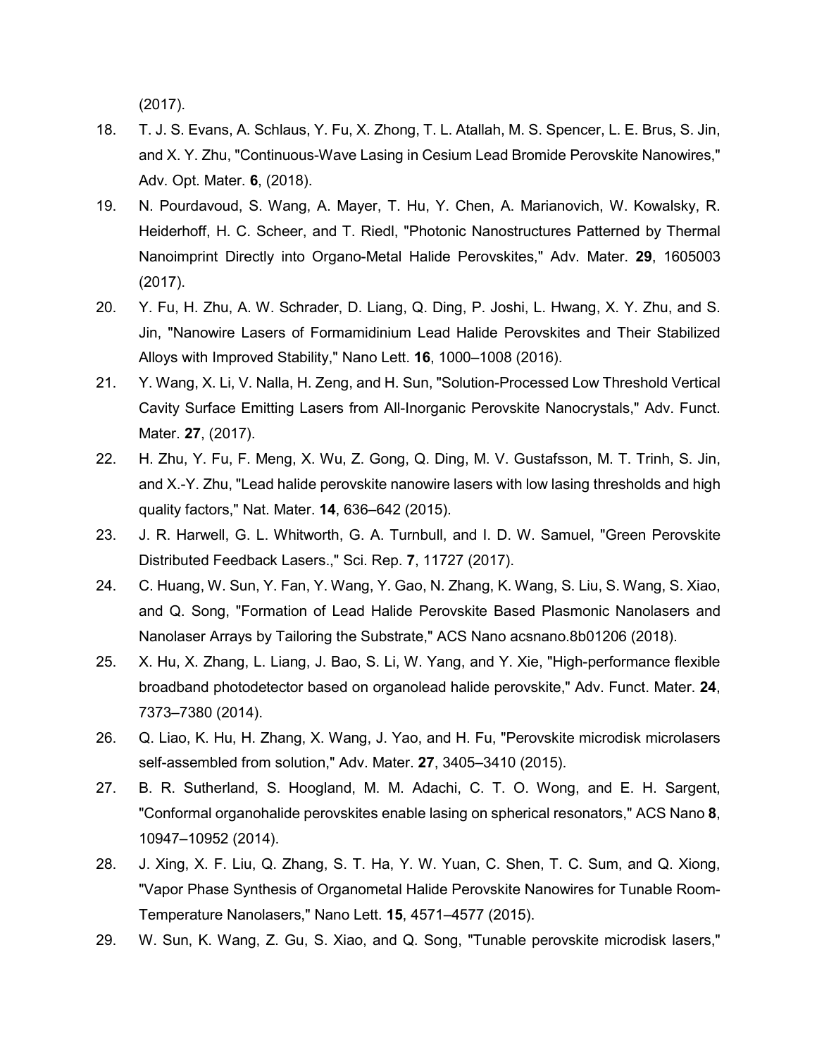(2017).

18. T. J. S. Evans, A. Schlaus, Y. Fu, X. Zhong, T. L. Atallah, M. S. Spencer, L. E. Brus, S. Jin, and X. Y. Zhu, "Continuous-Wave Lasing in Cesium Lead Bromide Perovskite Nanowires," Adv. Opt. Mater. **6**, (2018).
19. N. Pourdavoud, S. Wang, A. Mayer, T. Hu, Y. Chen, A. Marianovich, W. Kowalsky, R. Heiderhoff, H. C. Scheer, and T. Riedl, "Photonic Nanostructures Patterned by Thermal Nanoimprint Directly into Organo-Metal Halide Perovskites," Adv. Mater. **29**, 1605003 (2017).
20. Y. Fu, H. Zhu, A. W. Schrader, D. Liang, Q. Ding, P. Joshi, L. Hwang, X. Y. Zhu, and S. Jin, "Nanowire Lasers of Formamidinium Lead Halide Perovskites and Their Stabilized Alloys with Improved Stability," Nano Lett. **16**, 1000–1008 (2016).
21. Y. Wang, X. Li, V. Nalla, H. Zeng, and H. Sun, "Solution-Processed Low Threshold Vertical Cavity Surface Emitting Lasers from All-Inorganic Perovskite Nanocrystals," Adv. Funct. Mater. **27**, (2017).
22. H. Zhu, Y. Fu, F. Meng, X. Wu, Z. Gong, Q. Ding, M. V. Gustafsson, M. T. Trinh, S. Jin, and X.-Y. Zhu, "Lead halide perovskite nanowire lasers with low lasing thresholds and high quality factors," Nat. Mater. **14**, 636–642 (2015).
23. J. R. Harwell, G. L. Whitworth, G. A. Turnbull, and I. D. W. Samuel, "Green Perovskite Distributed Feedback Lasers.," Sci. Rep. **7**, 11727 (2017).
24. C. Huang, W. Sun, Y. Fan, Y. Wang, Y. Gao, N. Zhang, K. Wang, S. Liu, S. Wang, S. Xiao, and Q. Song, "Formation of Lead Halide Perovskite Based Plasmonic Nanolasers and Nanolaser Arrays by Tailoring the Substrate," ACS Nano acsnano.8b01206 (2018).
25. X. Hu, X. Zhang, L. Liang, J. Bao, S. Li, W. Yang, and Y. Xie, "High-performance flexible broadband photodetector based on organolead halide perovskite," Adv. Funct. Mater. **24**, 7373–7380 (2014).
26. Q. Liao, K. Hu, H. Zhang, X. Wang, J. Yao, and H. Fu, "Perovskite microdisk microlasers self-assembled from solution," Adv. Mater. **27**, 3405–3410 (2015).
27. B. R. Sutherland, S. Hoogland, M. M. Adachi, C. T. O. Wong, and E. H. Sargent, "Conformal organohalide perovskites enable lasing on spherical resonators," ACS Nano **8**, 10947–10952 (2014).
28. J. Xing, X. F. Liu, Q. Zhang, S. T. Ha, Y. W. Yuan, C. Shen, T. C. Sum, and Q. Xiong, "Vapor Phase Synthesis of Organometal Halide Perovskite Nanowires for Tunable Room-Temperature Nanolasers," Nano Lett. **15**, 4571–4577 (2015).
29. W. Sun, K. Wang, Z. Gu, S. Xiao, and Q. Song, "Tunable perovskite microdisk lasers,"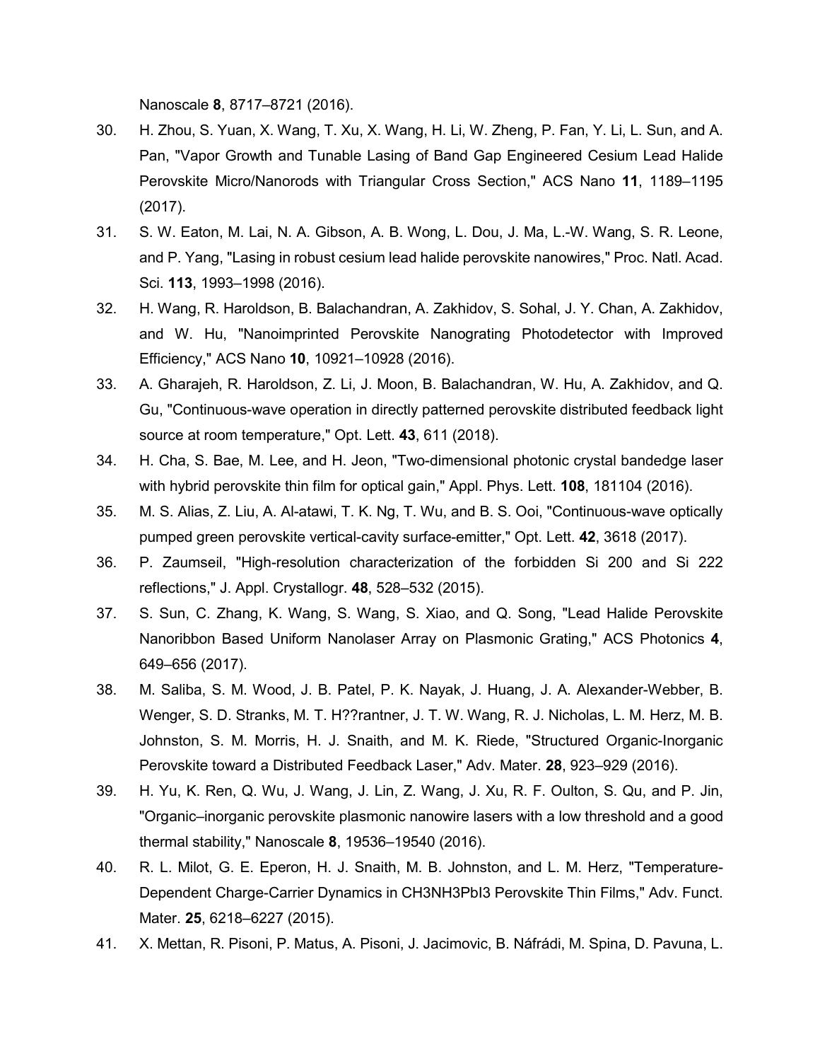Nanoscale **8**, 8717–8721 (2016).

30. H. Zhou, S. Yuan, X. Wang, T. Xu, X. Wang, H. Li, W. Zheng, P. Fan, Y. Li, L. Sun, and A. Pan, "Vapor Growth and Tunable Lasing of Band Gap Engineered Cesium Lead Halide Perovskite Micro/Nanorods with Triangular Cross Section," ACS Nano **11**, 1189–1195 (2017).
31. S. W. Eaton, M. Lai, N. A. Gibson, A. B. Wong, L. Dou, J. Ma, L.-W. Wang, S. R. Leone, and P. Yang, "Lasing in robust cesium lead halide perovskite nanowires," Proc. Natl. Acad. Sci. **113**, 1993–1998 (2016).
32. H. Wang, R. Haroldson, B. Balachandran, A. Zakhidov, S. Sohal, J. Y. Chan, A. Zakhidov, and W. Hu, "Nanoimprinted Perovskite Nanograting Photodetector with Improved Efficiency," ACS Nano **10**, 10921–10928 (2016).
33. A. Gharajeh, R. Haroldson, Z. Li, J. Moon, B. Balachandran, W. Hu, A. Zakhidov, and Q. Gu, "Continuous-wave operation in directly patterned perovskite distributed feedback light source at room temperature," Opt. Lett. **43**, 611 (2018).
34. H. Cha, S. Bae, M. Lee, and H. Jeon, "Two-dimensional photonic crystal bandedge laser with hybrid perovskite thin film for optical gain," Appl. Phys. Lett. **108**, 181104 (2016).
35. M. S. Alias, Z. Liu, A. Al-atawi, T. K. Ng, T. Wu, and B. S. Ooi, "Continuous-wave optically pumped green perovskite vertical-cavity surface-emitter," Opt. Lett. **42**, 3618 (2017).
36. P. Zaumseil, "High-resolution characterization of the forbidden Si 200 and Si 222 reflections," J. Appl. Crystallogr. **48**, 528–532 (2015).
37. S. Sun, C. Zhang, K. Wang, S. Wang, S. Xiao, and Q. Song, "Lead Halide Perovskite Nanoribbon Based Uniform Nanolaser Array on Plasmonic Grating," ACS Photonics **4**, 649–656 (2017).
38. M. Saliba, S. M. Wood, J. B. Patel, P. K. Nayak, J. Huang, J. A. Alexander-Webber, B. Wenger, S. D. Stranks, M. T. H??rantner, J. T. W. Wang, R. J. Nicholas, L. M. Herz, M. B. Johnston, S. M. Morris, H. J. Snaith, and M. K. Riede, "Structured Organic-Inorganic Perovskite toward a Distributed Feedback Laser," Adv. Mater. **28**, 923–929 (2016).
39. H. Yu, K. Ren, Q. Wu, J. Wang, J. Lin, Z. Wang, J. Xu, R. F. Oulton, S. Qu, and P. Jin, "Organic–inorganic perovskite plasmonic nanowire lasers with a low threshold and a good thermal stability," Nanoscale **8**, 19536–19540 (2016).
40. R. L. Milot, G. E. Eperon, H. J. Snaith, M. B. Johnston, and L. M. Herz, "Temperature-Dependent Charge-Carrier Dynamics in CH3NH3PbI3 Perovskite Thin Films," Adv. Funct. Mater. **25**, 6218–6227 (2015).
41. X. Mettan, R. Pisoni, P. Matus, A. Pisoni, J. Jacimovic, B. Náfrádi, M. Spina, D. Pavuna, L.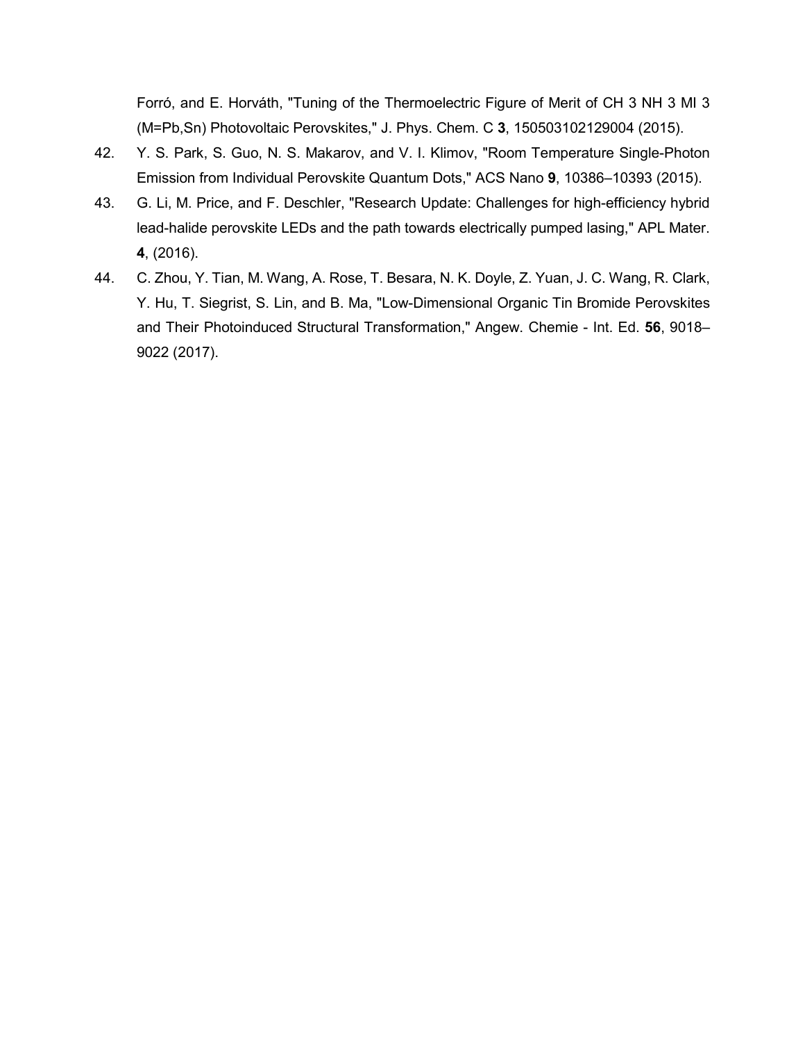Forró, and E. Horváth, "Tuning of the Thermoelectric Figure of Merit of CH 3 NH 3 MI 3 (M=Pb,Sn) Photovoltaic Perovskites," J. Phys. Chem. C **3**, 150503102129004 (2015).

42. Y. S. Park, S. Guo, N. S. Makarov, and V. I. Klimov, "Room Temperature Single-Photon Emission from Individual Perovskite Quantum Dots," ACS Nano **9**, 10386–10393 (2015).

43. G. Li, M. Price, and F. Deschler, "Research Update: Challenges for high-efficiency hybrid lead-halide perovskite LEDs and the path towards electrically pumped lasing," APL Mater. **4**, (2016).

44. C. Zhou, Y. Tian, M. Wang, A. Rose, T. Besara, N. K. Doyle, Z. Yuan, J. C. Wang, R. Clark, Y. Hu, T. Siegrist, S. Lin, and B. Ma, "Low-Dimensional Organic Tin Bromide Perovskites and Their Photoinduced Structural Transformation," Angew. Chemie - Int. Ed. **56**, 9018–9022 (2017).